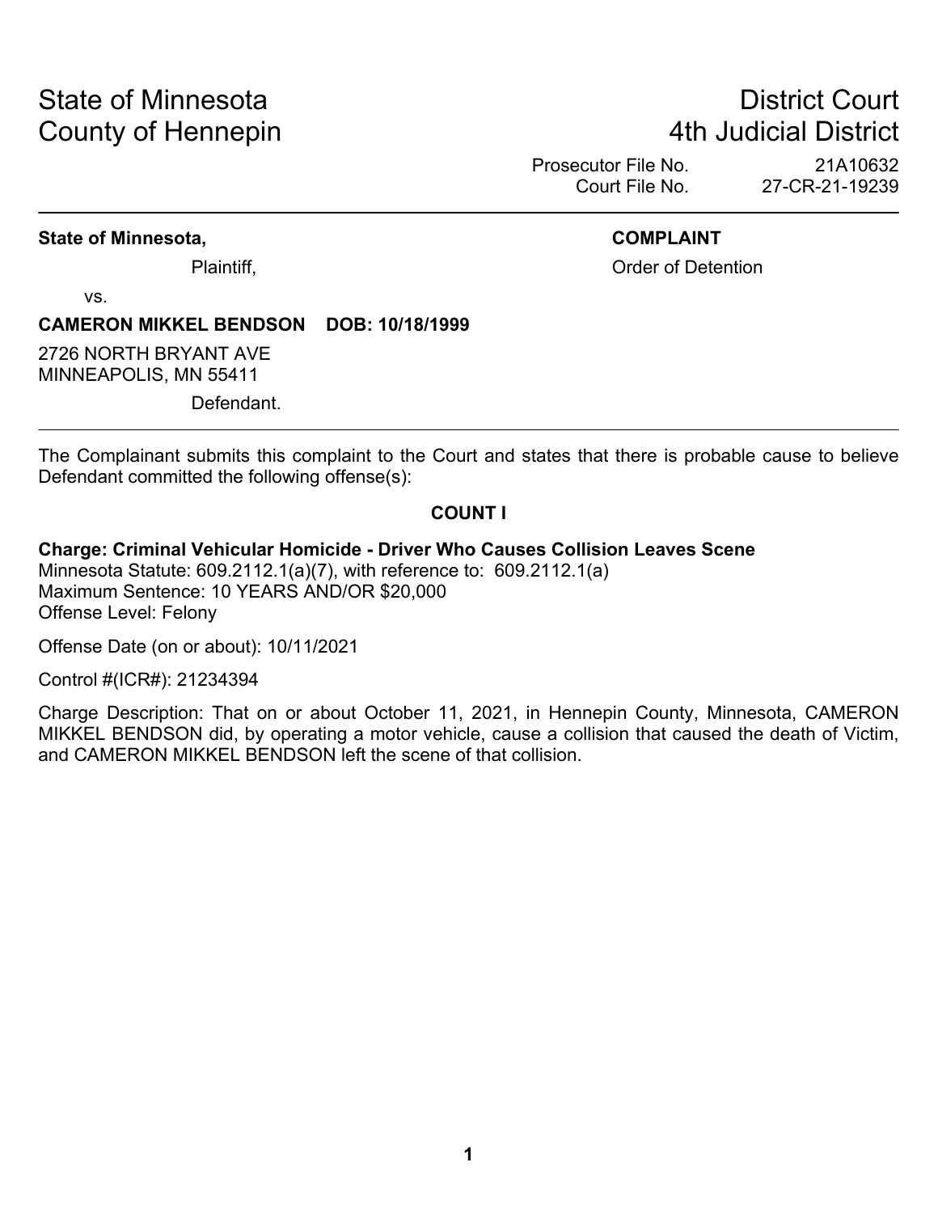State of Minnesota
County of Hennepin

District Court
4th Judicial District

Prosecutor File No. 21A10632
Court File No. 27-CR-21-19239

---

**State of Minnesota,**

Plaintiff,

vs.

**CAMERON MIKKEL BENDSON DOB: 10/18/1999**

2726 NORTH BRYANT AVE
MINNEAPOLIS, MN 55411

Defendant.

**COMPLAINT**

Order of Detention

---

The Complainant submits this complaint to the Court and states that there is probable cause to believe Defendant committed the following offense(s):

**COUNT I**

**Charge: Criminal Vehicular Homicide - Driver Who Causes Collision Leaves Scene**
Minnesota Statute: 609.2112.1(a)(7), with reference to: 609.2112.1(a)
Maximum Sentence: 10 YEARS AND/OR $20,000
Offense Level: Felony

Offense Date (on or about): 10/11/2021

Control #(ICR#): 21234394

Charge Description: That on or about October 11, 2021, in Hennepin County, Minnesota, CAMERON MIKKEL BENDSON did, by operating a motor vehicle, cause a collision that caused the death of Victim, and CAMERON MIKKEL BENDSON left the scene of that collision.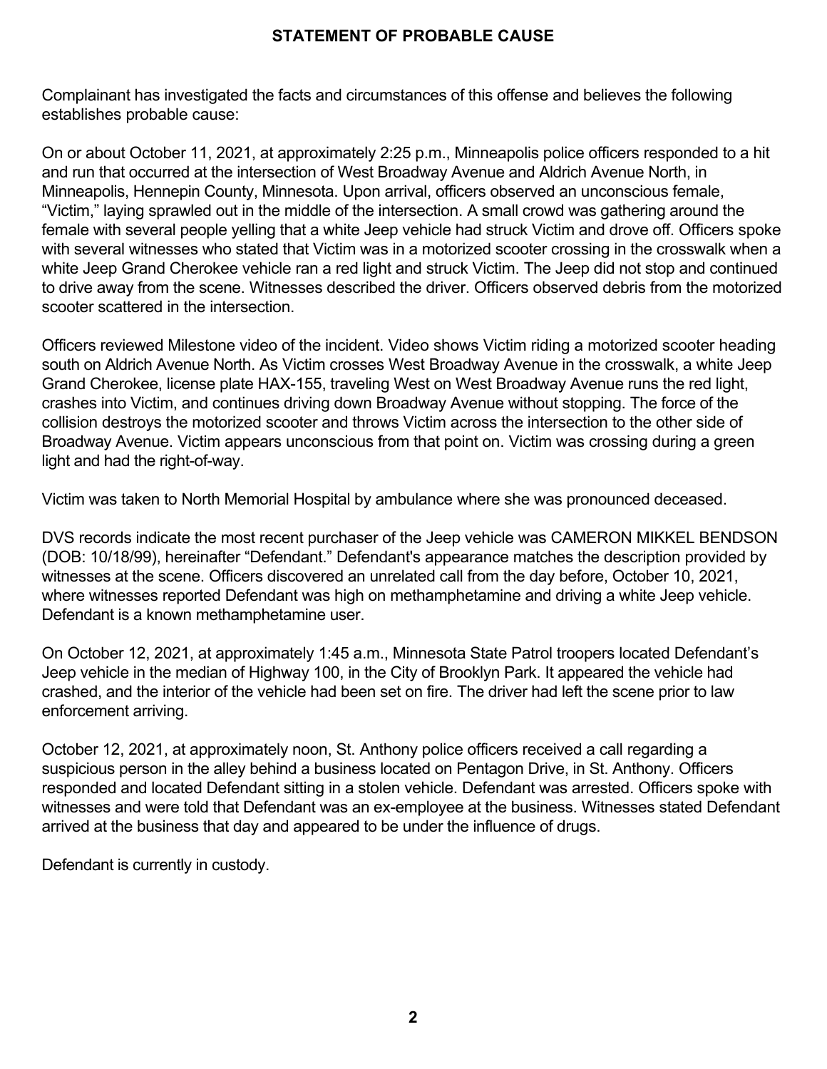## STATEMENT OF PROBABLE CAUSE

Complainant has investigated the facts and circumstances of this offense and believes the following establishes probable cause:

On or about October 11, 2021, at approximately 2:25 p.m., Minneapolis police officers responded to a hit and run that occurred at the intersection of West Broadway Avenue and Aldrich Avenue North, in Minneapolis, Hennepin County, Minnesota. Upon arrival, officers observed an unconscious female, "Victim," laying sprawled out in the middle of the intersection. A small crowd was gathering around the female with several people yelling that a white Jeep vehicle had struck Victim and drove off. Officers spoke with several witnesses who stated that Victim was in a motorized scooter crossing in the crosswalk when a white Jeep Grand Cherokee vehicle ran a red light and struck Victim. The Jeep did not stop and continued to drive away from the scene. Witnesses described the driver. Officers observed debris from the motorized scooter scattered in the intersection.

Officers reviewed Milestone video of the incident. Video shows Victim riding a motorized scooter heading south on Aldrich Avenue North. As Victim crosses West Broadway Avenue in the crosswalk, a white Jeep Grand Cherokee, license plate HAX-155, traveling West on West Broadway Avenue runs the red light, crashes into Victim, and continues driving down Broadway Avenue without stopping. The force of the collision destroys the motorized scooter and throws Victim across the intersection to the other side of Broadway Avenue. Victim appears unconscious from that point on. Victim was crossing during a green light and had the right-of-way.

Victim was taken to North Memorial Hospital by ambulance where she was pronounced deceased.

DVS records indicate the most recent purchaser of the Jeep vehicle was CAMERON MIKKEL BENDSON (DOB: 10/18/99), hereinafter "Defendant." Defendant's appearance matches the description provided by witnesses at the scene. Officers discovered an unrelated call from the day before, October 10, 2021, where witnesses reported Defendant was high on methamphetamine and driving a white Jeep vehicle. Defendant is a known methamphetamine user.

On October 12, 2021, at approximately 1:45 a.m., Minnesota State Patrol troopers located Defendant's Jeep vehicle in the median of Highway 100, in the City of Brooklyn Park. It appeared the vehicle had crashed, and the interior of the vehicle had been set on fire. The driver had left the scene prior to law enforcement arriving.

October 12, 2021, at approximately noon, St. Anthony police officers received a call regarding a suspicious person in the alley behind a business located on Pentagon Drive, in St. Anthony. Officers responded and located Defendant sitting in a stolen vehicle. Defendant was arrested. Officers spoke with witnesses and were told that Defendant was an ex-employee at the business. Witnesses stated Defendant arrived at the business that day and appeared to be under the influence of drugs.

Defendant is currently in custody.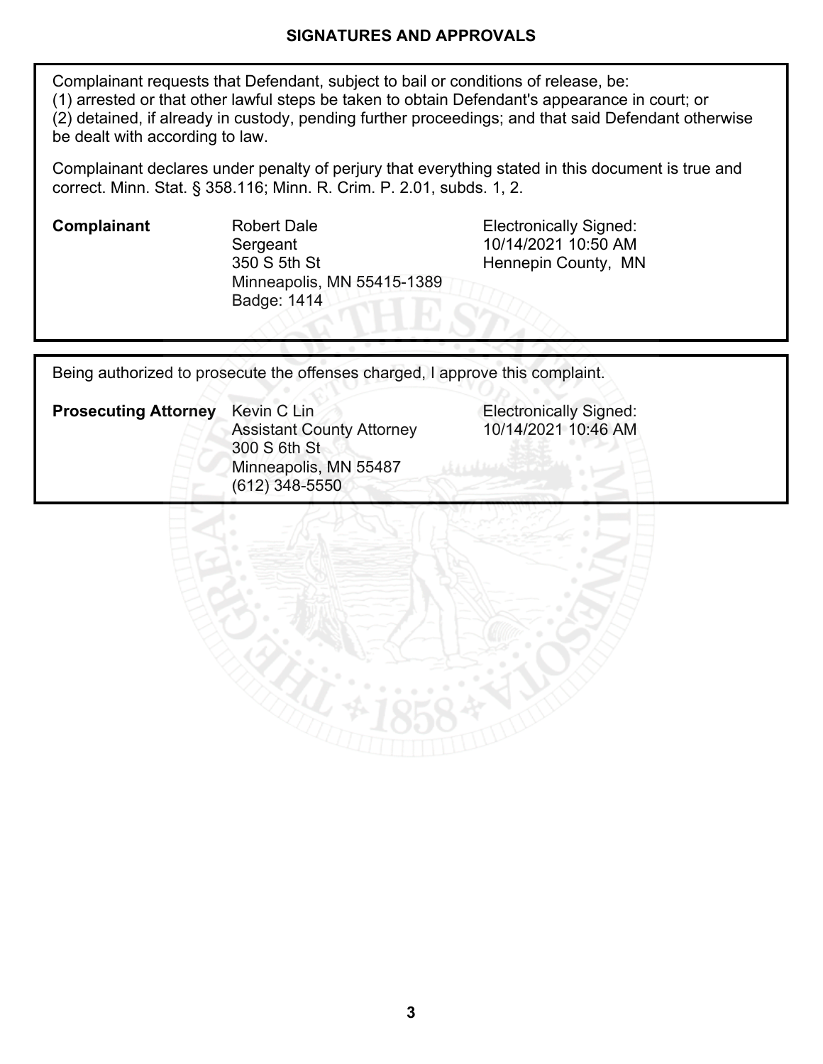## SIGNATURES AND APPROVALS

Complainant requests that Defendant, subject to bail or conditions of release, be:
(1) arrested or that other lawful steps be taken to obtain Defendant's appearance in court; or
(2) detained, if already in custody, pending further proceedings; and that said Defendant otherwise be dealt with according to law.

Complainant declares under penalty of perjury that everything stated in this document is true and correct. Minn. Stat. § 358.116; Minn. R. Crim. P. 2.01, subds. 1, 2.

**Complainant**

Robert Dale
Sergeant
350 S 5th St
Minneapolis, MN 55415-1389
Badge: 1414

Electronically Signed:
10/14/2021 10:50 AM
Hennepin County, MN

---

Being authorized to prosecute the offenses charged, I approve this complaint.

**Prosecuting Attorney**

Kevin C Lin
Assistant County Attorney
300 S 6th St
Minneapolis, MN 55487
(612) 348-5550

Electronically Signed:
10/14/2021 10:46 AM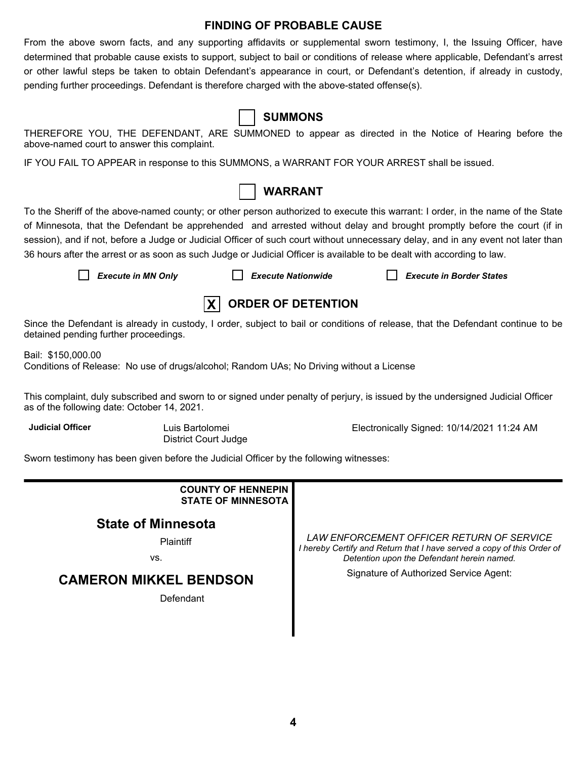## FINDING OF PROBABLE CAUSE

From the above sworn facts, and any supporting affidavits or supplemental sworn testimony, I, the Issuing Officer, have determined that probable cause exists to support, subject to bail or conditions of release where applicable, Defendant's arrest or other lawful steps be taken to obtain Defendant's appearance in court, or Defendant's detention, if already in custody, pending further proceedings. Defendant is therefore charged with the above-stated offense(s).

☐ **SUMMONS**

THEREFORE YOU, THE DEFENDANT, ARE SUMMONED to appear as directed in the Notice of Hearing before the above-named court to answer this complaint.

IF YOU FAIL TO APPEAR in response to this SUMMONS, a WARRANT FOR YOUR ARREST shall be issued.

☐ **WARRANT**

To the Sheriff of the above-named county; or other person authorized to execute this warrant: I order, in the name of the State of Minnesota, that the Defendant be apprehended and arrested without delay and brought promptly before the court (if in session), and if not, before a Judge or Judicial Officer of such court without unnecessary delay, and in any event not later than 36 hours after the arrest or as soon as such Judge or Judicial Officer is available to be dealt with according to law.

☐ ***Execute in MN Only*** ☐ ***Execute Nationwide*** ☐ ***Execute in Border States***

☒ **ORDER OF DETENTION**

Since the Defendant is already in custody, I order, subject to bail or conditions of release, that the Defendant continue to be detained pending further proceedings.

Bail: $150,000.00
Conditions of Release: No use of drugs/alcohol; Random UAs; No Driving without a License

This complaint, duly subscribed and sworn to or signed under penalty of perjury, is issued by the undersigned Judicial Officer as of the following date: October 14, 2021.

**Judicial Officer** Luis Bartolomei
District Court Judge

Electronically Signed: 10/14/2021 11:24 AM

Sworn testimony has been given before the Judicial Officer by the following witnesses:

---

**COUNTY OF HENNEPIN**
**STATE OF MINNESOTA**

**State of Minnesota**

Plaintiff

vs.

**CAMERON MIKKEL BENDSON**

Defendant

*LAW ENFORCEMENT OFFICER RETURN OF SERVICE*
*I hereby Certify and Return that I have served a copy of this Order of Detention upon the Defendant herein named.*

Signature of Authorized Service Agent: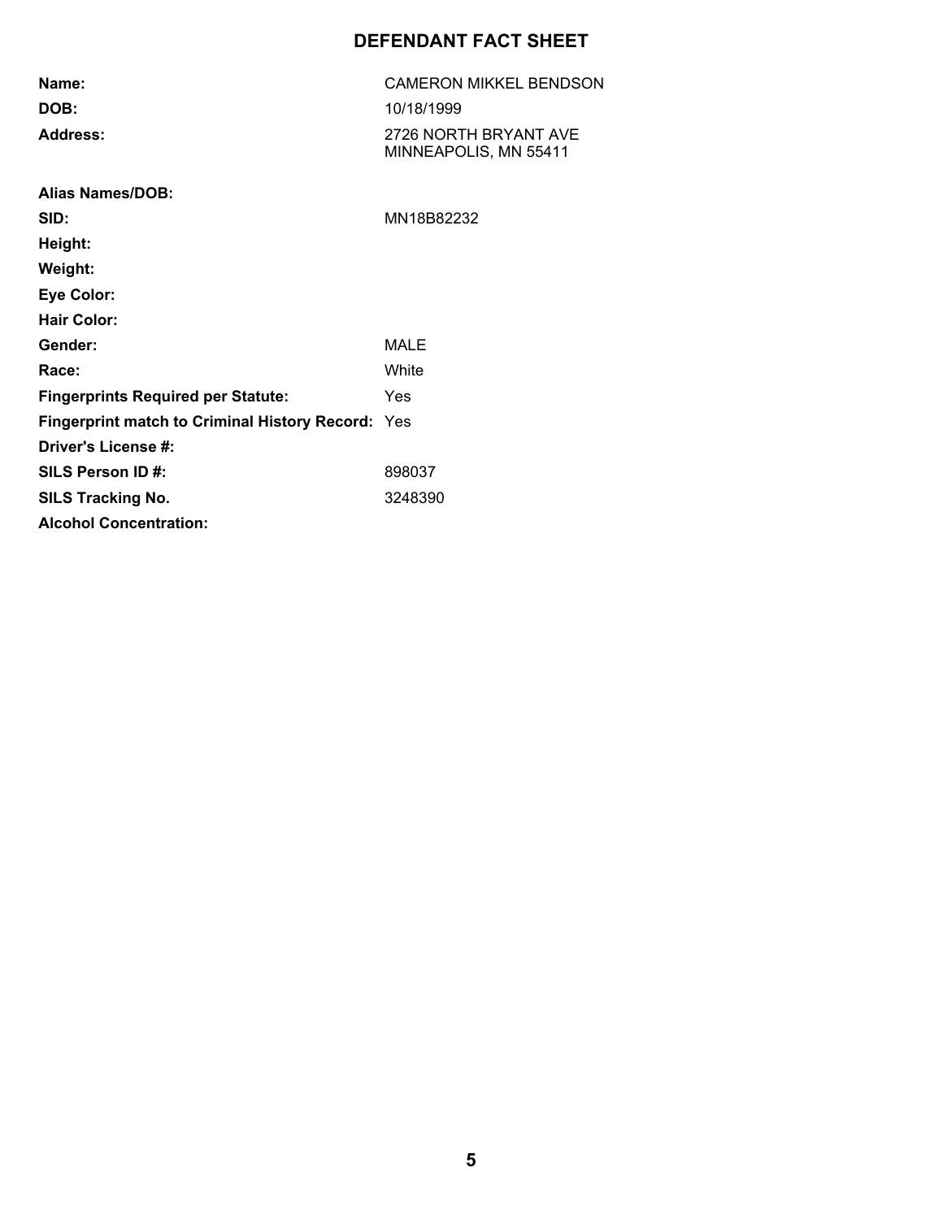# DEFENDANT FACT SHEET

| | |
|---|---|
| **Name:** | CAMERON MIKKEL BENDSON |
| **DOB:** | 10/18/1999 |
| **Address:** | 2726 NORTH BRYANT AVE<br>MINNEAPOLIS, MN 55411 |
| **Alias Names/DOB:** | |
| **SID:** | MN18B82232 |
| **Height:** | |
| **Weight:** | |
| **Eye Color:** | |
| **Hair Color:** | |
| **Gender:** | MALE |
| **Race:** | White |
| **Fingerprints Required per Statute:** | Yes |
| **Fingerprint match to Criminal History Record:** | Yes |
| **Driver's License #:** | |
| **SILS Person ID #:** | 898037 |
| **SILS Tracking No.** | 3248390 |
| **Alcohol Concentration:** | |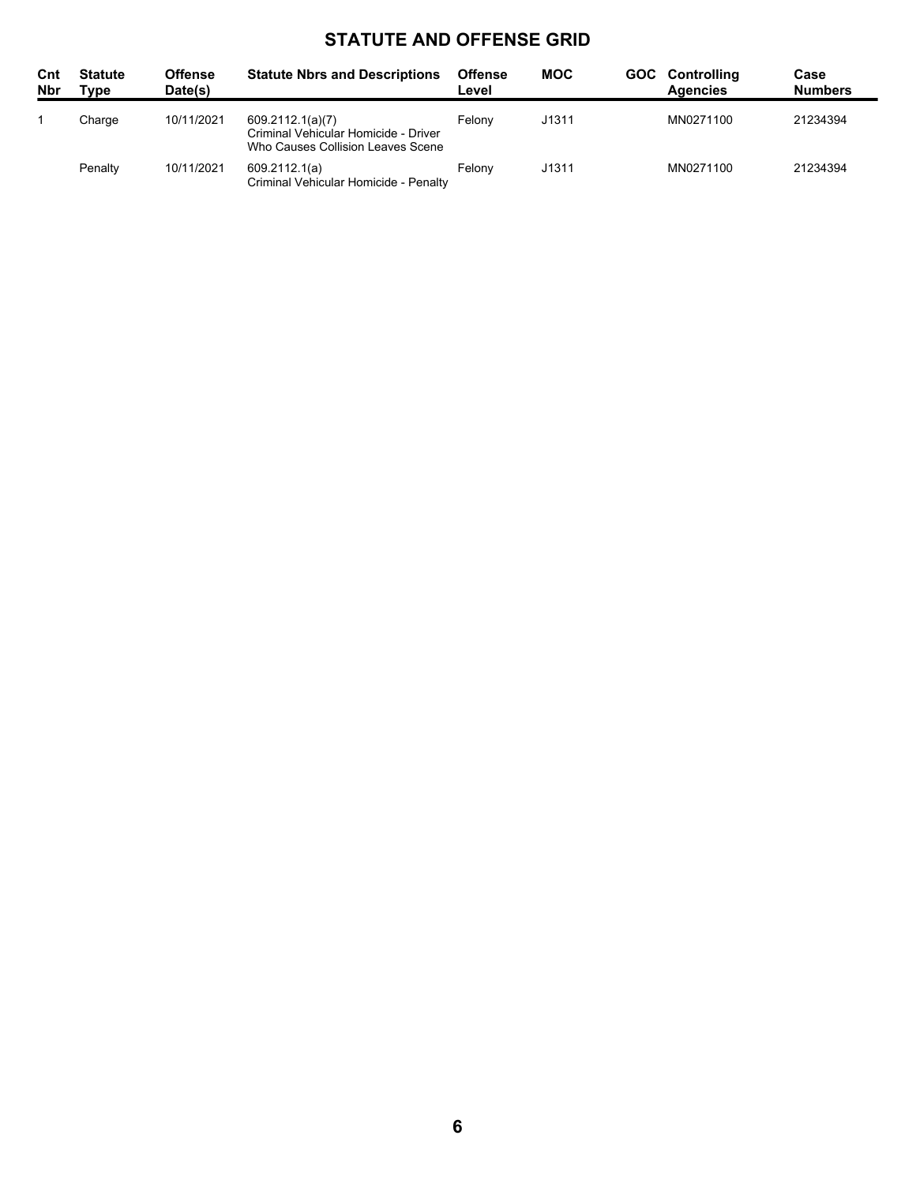# STATUTE AND OFFENSE GRID

| Cnt Nbr | Statute Type | Offense Date(s) | Statute Nbrs and Descriptions | Offense Level | MOC | GOC | Controlling Agencies | Case Numbers |
|---|---|---|---|---|---|---|---|---|
| 1 | Charge | 10/11/2021 | 609.2112.1(a)(7) Criminal Vehicular Homicide - Driver Who Causes Collision Leaves Scene | Felony | J1311 | | MN0271100 | 21234394 |
| | Penalty | 10/11/2021 | 609.2112.1(a) Criminal Vehicular Homicide - Penalty | Felony | J1311 | | MN0271100 | 21234394 |